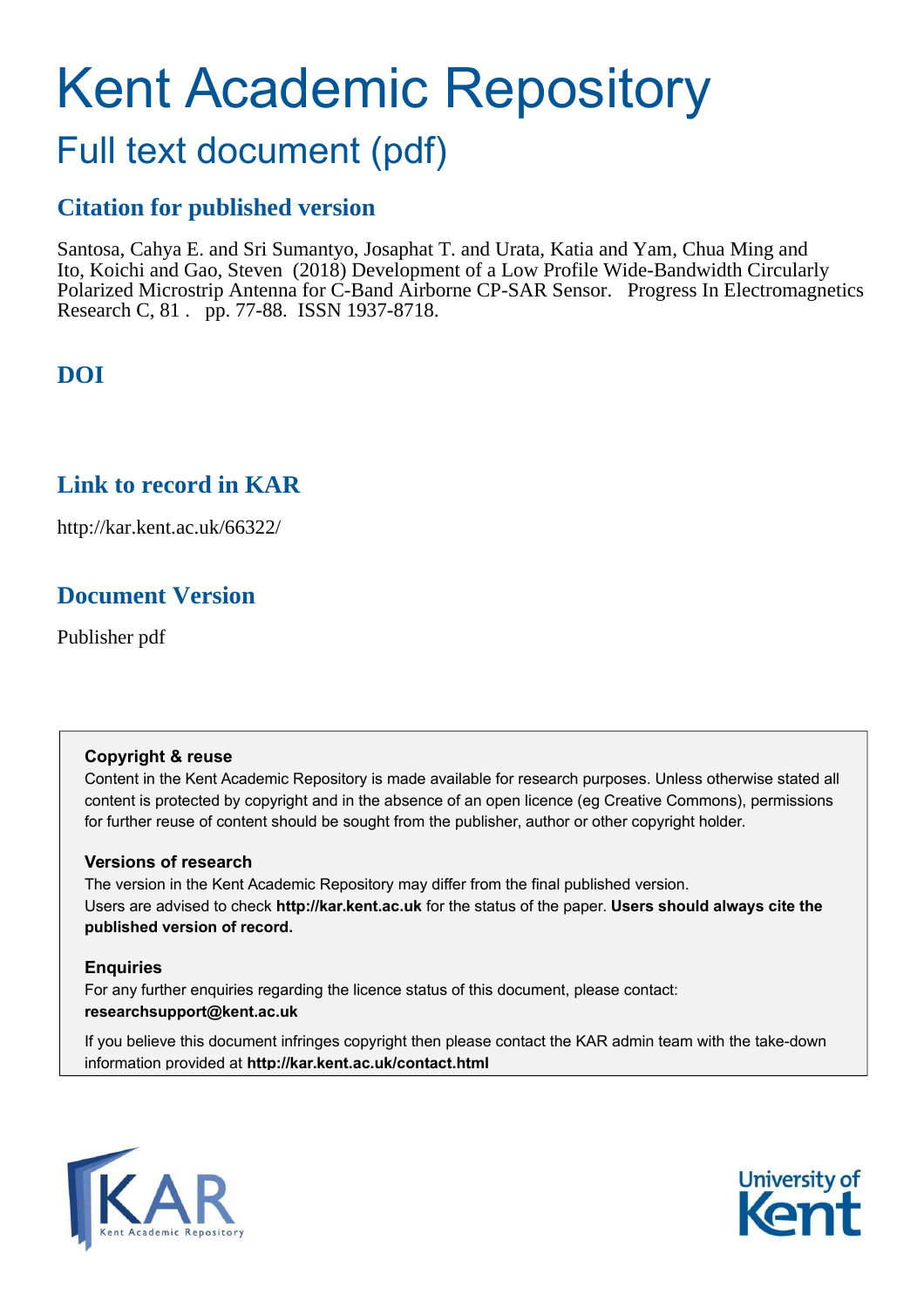# Kent Academic Repository

## Full text document (pdf)

### Citation for published version

Santosa, Cahya E. and Sri Sumantyo, Josaphat T. and Urata, Katia and Yam, Chua Ming and Ito, Koichi and Gao, Steven (2018) Development of a Low Profile Wide-Bandwidth Circularly Polarized Microstrip Antenna for C-Band Airborne CP-SAR Sensor. Progress In Electromagnetics Research C, 81 . pp. 77-88. ISSN 1937-8718.

### DOI

### Link to record in KAR

http://kar.kent.ac.uk/66322/

### Document Version

Publisher pdf

**Copyright & reuse**

Content in the Kent Academic Repository is made available for research purposes. Unless otherwise stated all content is protected by copyright and in the absence of an open licence (eg Creative Commons), permissions for further reuse of content should be sought from the publisher, author or other copyright holder.

**Versions of research**

The version in the Kent Academic Repository may differ from the final published version. Users are advised to check **http://kar.kent.ac.uk** for the status of the paper. **Users should always cite the published version of record.**

**Enquiries**

For any further enquiries regarding the licence status of this document, please contact: **researchsupport@kent.ac.uk**

If you believe this document infringes copyright then please contact the KAR admin team with the take-down information provided at **http://kar.kent.ac.uk/contact.html**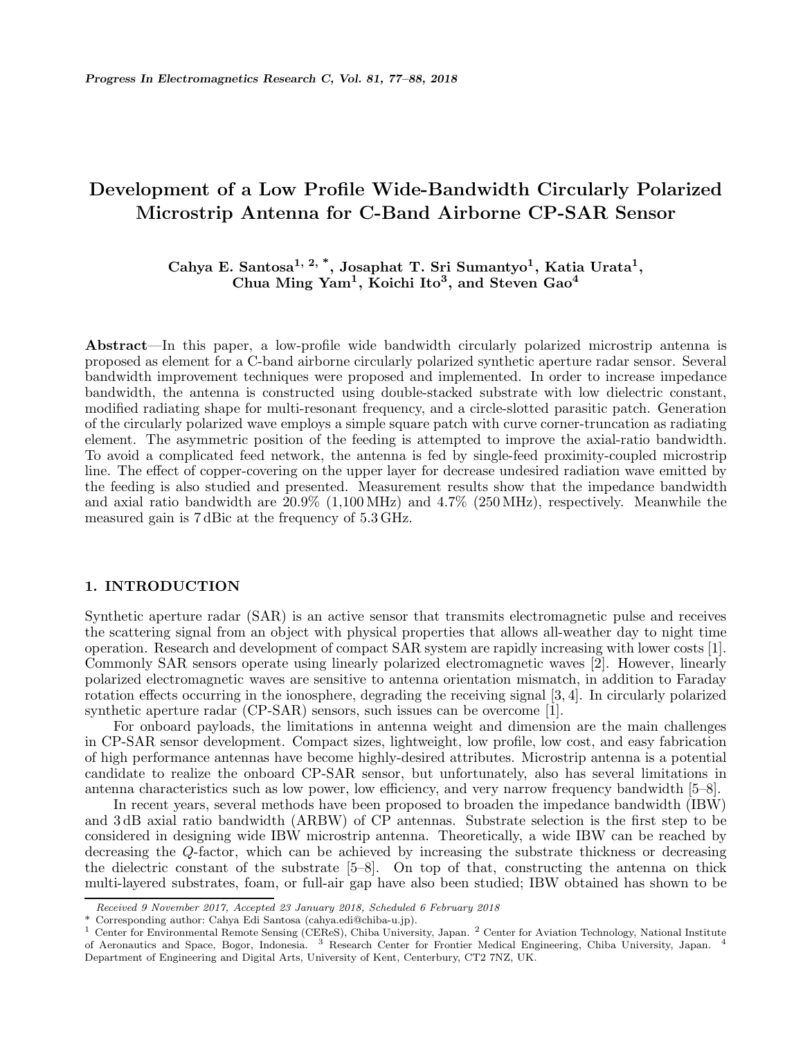# Development of a Low Profile Wide-Bandwidth Circularly Polarized Microstrip Antenna for C-Band Airborne CP-SAR Sensor

**Cahya E. Santosa[1, 2, *], Josaphat T. Sri Sumantyo[1], Katia Urata[1], Chua Ming Yam[1], Koichi Ito[3], and Steven Gao[4]**

**Abstract**—In this paper, a low-profile wide bandwidth circularly polarized microstrip antenna is proposed as element for a C-band airborne circularly polarized synthetic aperture radar sensor. Several bandwidth improvement techniques were proposed and implemented. In order to increase impedance bandwidth, the antenna is constructed using double-stacked substrate with low dielectric constant, modified radiating shape for multi-resonant frequency, and a circle-slotted parasitic patch. Generation of the circularly polarized wave employs a simple square patch with curve corner-truncation as radiating element. The asymmetric position of the feeding is attempted to improve the axial-ratio bandwidth. To avoid a complicated feed network, the antenna is fed by single-feed proximity-coupled microstrip line. The effect of copper-covering on the upper layer for decrease undesired radiation wave emitted by the feeding is also studied and presented. Measurement results show that the impedance bandwidth and axial ratio bandwidth are 20.9% (1,100 MHz) and 4.7% (250 MHz), respectively. Meanwhile the measured gain is 7 dBic at the frequency of 5.3 GHz.

## 1. INTRODUCTION

Synthetic aperture radar (SAR) is an active sensor that transmits electromagnetic pulse and receives the scattering signal from an object with physical properties that allows all-weather day to night time operation. Research and development of compact SAR system are rapidly increasing with lower costs [1]. Commonly SAR sensors operate using linearly polarized electromagnetic waves [2]. However, linearly polarized electromagnetic waves are sensitive to antenna orientation mismatch, in addition to Faraday rotation effects occurring in the ionosphere, degrading the receiving signal [3, 4]. In circularly polarized synthetic aperture radar (CP-SAR) sensors, such issues can be overcome [1].

For onboard payloads, the limitations in antenna weight and dimension are the main challenges in CP-SAR sensor development. Compact sizes, lightweight, low profile, low cost, and easy fabrication of high performance antennas have become highly-desired attributes. Microstrip antenna is a potential candidate to realize the onboard CP-SAR sensor, but unfortunately, also has several limitations in antenna characteristics such as low power, low efficiency, and very narrow frequency bandwidth [5–8].

In recent years, several methods have been proposed to broaden the impedance bandwidth (IBW) and 3 dB axial ratio bandwidth (ARBW) of CP antennas. Substrate selection is the first step to be considered in designing wide IBW microstrip antenna. Theoretically, a wide IBW can be reached by decreasing the $Q$-factor, which can be achieved by increasing the substrate thickness or decreasing the dielectric constant of the substrate [5–8]. On top of that, constructing the antenna on thick multi-layered substrates, foam, or full-air gap have also been studied; IBW obtained has shown to be

---

*Received 9 November 2017, Accepted 23 January 2018, Scheduled 6 February 2018*

\* Corresponding author: Cahya Edi Santosa (cahya.edi@chiba-u.jp).

[1] Center for Environmental Remote Sensing (CEReS), Chiba University, Japan. [2] Center for Aviation Technology, National Institute of Aeronautics and Space, Bogor, Indonesia. [3] Research Center for Frontier Medical Engineering, Chiba University, Japan. [4] Department of Engineering and Digital Arts, University of Kent, Centerbury, CT2 7NZ, UK.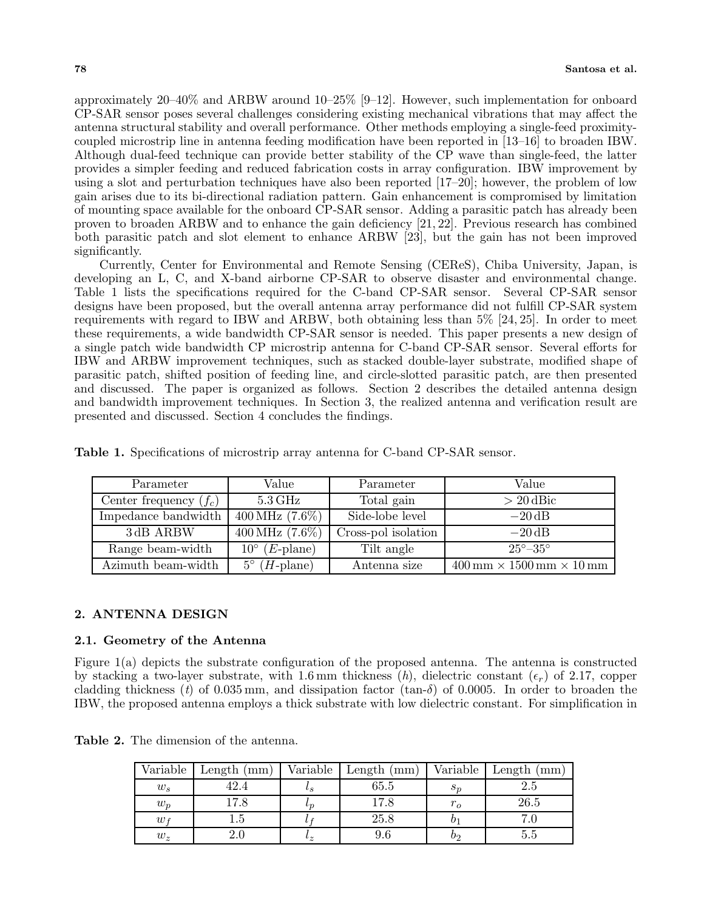approximately 20–40% and ARBW around 10–25% [9–12]. However, such implementation for onboard CP-SAR sensor poses several challenges considering existing mechanical vibrations that may affect the antenna structural stability and overall performance. Other methods employing a single-feed proximity-coupled microstrip line in antenna feeding modification have been reported in [13–16] to broaden IBW. Although dual-feed technique can provide better stability of the CP wave than single-feed, the latter provides a simpler feeding and reduced fabrication costs in array configuration. IBW improvement by using a slot and perturbation techniques have also been reported [17–20]; however, the problem of low gain arises due to its bi-directional radiation pattern. Gain enhancement is compromised by limitation of mounting space available for the onboard CP-SAR sensor. Adding a parasitic patch has already been proven to broaden ARBW and to enhance the gain deficiency [21, 22]. Previous research has combined both parasitic patch and slot element to enhance ARBW [23], but the gain has not been improved significantly.

Currently, Center for Environmental and Remote Sensing (CEReS), Chiba University, Japan, is developing an L, C, and X-band airborne CP-SAR to observe disaster and environmental change. Table 1 lists the specifications required for the C-band CP-SAR sensor. Several CP-SAR sensor designs have been proposed, but the overall antenna array performance did not fulfill CP-SAR system requirements with regard to IBW and ARBW, both obtaining less than 5% [24, 25]. In order to meet these requirements, a wide bandwidth CP-SAR sensor is needed. This paper presents a new design of a single patch wide bandwidth CP microstrip antenna for C-band CP-SAR sensor. Several efforts for IBW and ARBW improvement techniques, such as stacked double-layer substrate, modified shape of parasitic patch, shifted position of feeding line, and circle-slotted parasitic patch, are then presented and discussed. The paper is organized as follows. Section 2 describes the detailed antenna design and bandwidth improvement techniques. In Section 3, the realized antenna and verification result are presented and discussed. Section 4 concludes the findings.

**Table 1.** Specifications of microstrip array antenna for C-band CP-SAR sensor.

| Parameter | Value | Parameter | Value |
|---|---|---|---|
| Center frequency ($f_c$) | 5.3 GHz | Total gain | $> 20$ dBic |
| Impedance bandwidth | 400 MHz (7.6%) | Side-lobe level | $-20$ dB |
| 3 dB ARBW | 400 MHz (7.6%) | Cross-pol isolation | $-20$ dB |
| Range beam-width | $10^\circ$ ($E$-plane) | Tilt angle | $25^\circ$–$35^\circ$ |
| Azimuth beam-width | $5^\circ$ ($H$-plane) | Antenna size | $400\,\text{mm} \times 1500\,\text{mm} \times 10\,\text{mm}$ |

## 2. ANTENNA DESIGN

### 2.1. Geometry of the Antenna

Figure 1(a) depicts the substrate configuration of the proposed antenna. The antenna is constructed by stacking a two-layer substrate, with 1.6 mm thickness ($h$), dielectric constant ($\epsilon_r$) of 2.17, copper cladding thickness ($t$) of 0.035 mm, and dissipation factor (tan-$\delta$) of 0.0005. In order to broaden the IBW, the proposed antenna employs a thick substrate with low dielectric constant. For simplification in

**Table 2.** The dimension of the antenna.

| Variable | Length (mm) | Variable | Length (mm) | Variable | Length (mm) |
|---|---|---|---|---|---|
| $w_s$ | 42.4 | $l_s$ | 65.5 | $s_p$ | 2.5 |
| $w_p$ | 17.8 | $l_p$ | 17.8 | $r_o$ | 26.5 |
| $w_f$ | 1.5 | $l_f$ | 25.8 | $b_1$ | 7.0 |
| $w_z$ | 2.0 | $l_z$ | 9.6 | $b_2$ | 5.5 |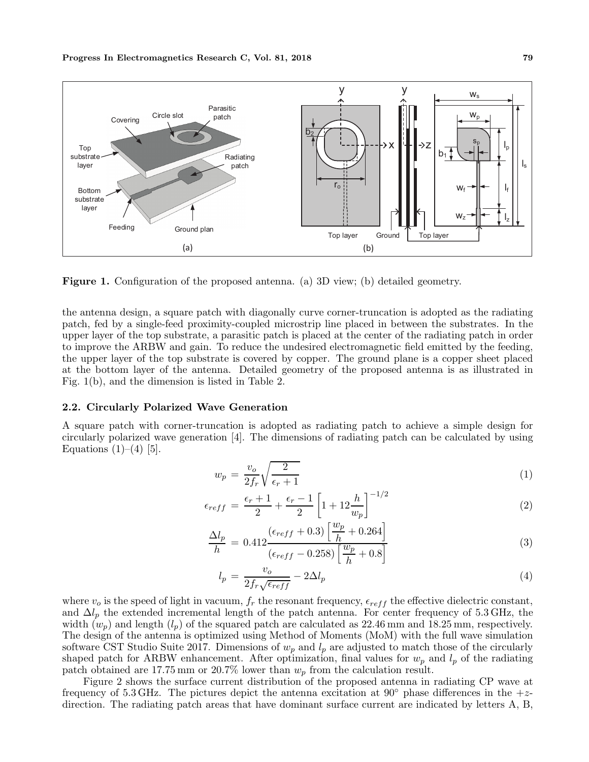**Figure 1.** Configuration of the proposed antenna. (a) 3D view; (b) detailed geometry.

the antenna design, a square patch with diagonally curve corner-truncation is adopted as the radiating patch, fed by a single-feed proximity-coupled microstrip line placed in between the substrates. In the upper layer of the top substrate, a parasitic patch is placed at the center of the radiating patch in order to improve the ARBW and gain. To reduce the undesired electromagnetic field emitted by the feeding, the upper layer of the top substrate is covered by copper. The ground plane is a copper sheet placed at the bottom layer of the antenna. Detailed geometry of the proposed antenna is as illustrated in Fig. 1(b), and the dimension is listed in Table 2.

### 2.2. Circularly Polarized Wave Generation

A square patch with corner-truncation is adopted as radiating patch to achieve a simple design for circularly polarized wave generation [4]. The dimensions of radiating patch can be calculated by using Equations (1)–(4) [5].

$$w_p = \frac{v_o}{2f_r}\sqrt{\frac{2}{\epsilon_r + 1}} \tag{1}$$

$$\epsilon_{reff} = \frac{\epsilon_r + 1}{2} + \frac{\epsilon_r - 1}{2}\left[1 + 12\frac{h}{w_p}\right]^{-1/2} \tag{2}$$

$$\frac{\Delta l_p}{h} = 0.412\frac{(\epsilon_{reff} + 0.3)\left[\frac{w_p}{h} + 0.264\right]}{(\epsilon_{reff} - 0.258)\left[\frac{w_p}{h} + 0.8\right]} \tag{3}$$

$$l_p = \frac{v_o}{2f_r\sqrt{\epsilon_{reff}}} - 2\Delta l_p \tag{4}$$

where $v_o$ is the speed of light in vacuum, $f_r$ the resonant frequency, $\epsilon_{reff}$ the effective dielectric constant, and $\Delta l_p$ the extended incremental length of the patch antenna. For center frequency of 5.3 GHz, the width ($w_p$) and length ($l_p$) of the squared patch are calculated as 22.46 mm and 18.25 mm, respectively. The design of the antenna is optimized using Method of Moments (MoM) with the full wave simulation software CST Studio Suite 2017. Dimensions of $w_p$ and $l_p$ are adjusted to match those of the circularly shaped patch for ARBW enhancement. After optimization, final values for $w_p$ and $l_p$ of the radiating patch obtained are 17.75 mm or 20.7% lower than $w_p$ from the calculation result.

Figure 2 shows the surface current distribution of the proposed antenna in radiating CP wave at frequency of 5.3 GHz. The pictures depict the antenna excitation at 90° phase differences in the $+z$-direction. The radiating patch areas that have dominant surface current are indicated by letters A, B,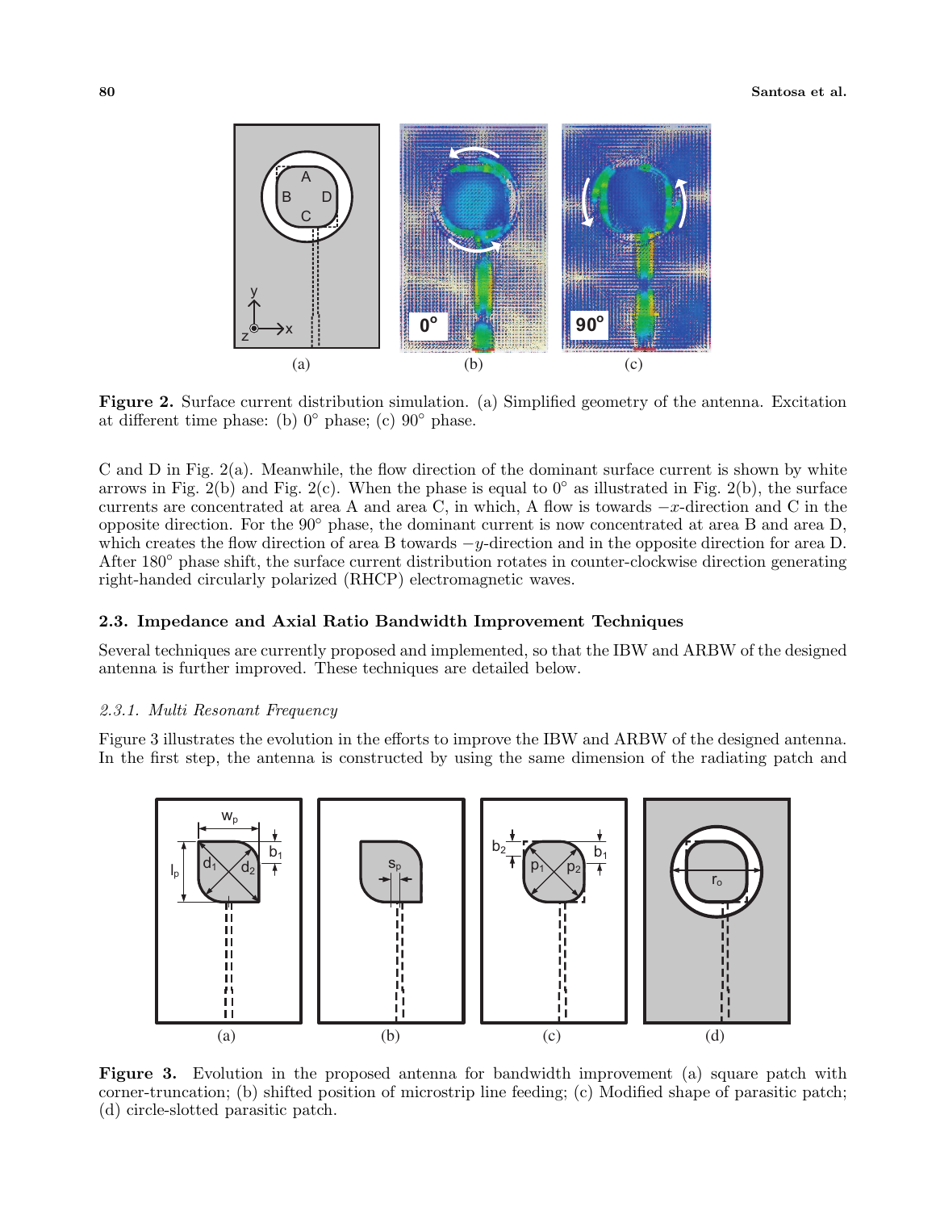Figure 2. Surface current distribution simulation. (a) Simplified geometry of the antenna. Excitation at different time phase: (b) 0° phase; (c) 90° phase.

C and D in Fig. 2(a). Meanwhile, the flow direction of the dominant surface current is shown by white arrows in Fig. 2(b) and Fig. 2(c). When the phase is equal to 0° as illustrated in Fig. 2(b), the surface currents are concentrated at area A and area C, in which, A flow is towards $-x$-direction and C in the opposite direction. For the 90° phase, the dominant current is now concentrated at area B and area D, which creates the flow direction of area B towards $-y$-direction and in the opposite direction for area D. After 180° phase shift, the surface current distribution rotates in counter-clockwise direction generating right-handed circularly polarized (RHCP) electromagnetic waves.

### 2.3. Impedance and Axial Ratio Bandwidth Improvement Techniques

Several techniques are currently proposed and implemented, so that the IBW and ARBW of the designed antenna is further improved. These techniques are detailed below.

#### *2.3.1. Multi Resonant Frequency*

Figure 3 illustrates the evolution in the efforts to improve the IBW and ARBW of the designed antenna. In the first step, the antenna is constructed by using the same dimension of the radiating patch and

Figure 3. Evolution in the proposed antenna for bandwidth improvement (a) square patch with corner-truncation; (b) shifted position of microstrip line feeding; (c) Modified shape of parasitic patch; (d) circle-slotted parasitic patch.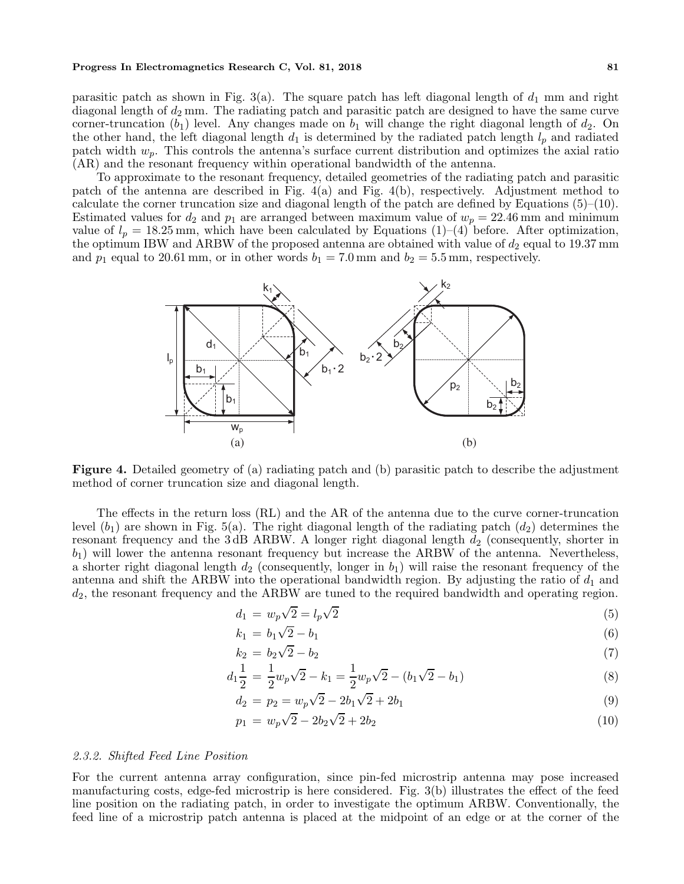parasitic patch as shown in Fig. 3(a). The square patch has left diagonal length of $d_1$ mm and right diagonal length of $d_2$ mm. The radiating patch and parasitic patch are designed to have the same curve corner-truncation ($b_1$) level. Any changes made on $b_1$ will change the right diagonal length of $d_2$. On the other hand, the left diagonal length $d_1$ is determined by the radiated patch length $l_p$ and radiated patch width $w_p$. This controls the antenna's surface current distribution and optimizes the axial ratio (AR) and the resonant frequency within operational bandwidth of the antenna.

To approximate to the resonant frequency, detailed geometries of the radiating patch and parasitic patch of the antenna are described in Fig. 4(a) and Fig. 4(b), respectively. Adjustment method to calculate the corner truncation size and diagonal length of the patch are defined by Equations (5)–(10). Estimated values for $d_2$ and $p_1$ are arranged between maximum value of $w_p = 22.46$ mm and minimum value of $l_p = 18.25$ mm, which have been calculated by Equations (1)–(4) before. After optimization, the optimum IBW and ARBW of the proposed antenna are obtained with value of $d_2$ equal to 19.37 mm and $p_1$ equal to 20.61 mm, or in other words $b_1 = 7.0$ mm and $b_2 = 5.5$ mm, respectively.

**Figure 4.** Detailed geometry of (a) radiating patch and (b) parasitic patch to describe the adjustment method of corner truncation size and diagonal length.

The effects in the return loss (RL) and the AR of the antenna due to the curve corner-truncation level ($b_1$) are shown in Fig. 5(a). The right diagonal length of the radiating patch ($d_2$) determines the resonant frequency and the 3 dB ARBW. A longer right diagonal length $d_2$ (consequently, shorter in $b_1$) will lower the antenna resonant frequency but increase the ARBW of the antenna. Nevertheless, a shorter right diagonal length $d_2$ (consequently, longer in $b_1$) will raise the resonant frequency of the antenna and shift the ARBW into the operational bandwidth region. By adjusting the ratio of $d_1$ and $d_2$, the resonant frequency and the ARBW are tuned to the required bandwidth and operating region.

$$d_1 = w_p\sqrt{2} = l_p\sqrt{2} \tag{5}$$

$$k_1 = b_1\sqrt{2} - b_1 \tag{6}$$

$$k_2 = b_2\sqrt{2} - b_2 \tag{7}$$

$$d_1\frac{1}{2} = \frac{1}{2}w_p\sqrt{2} - k_1 = \frac{1}{2}w_p\sqrt{2} - (b_1\sqrt{2} - b_1) \tag{8}$$

$$d_2 = p_2 = w_p\sqrt{2} - 2b_1\sqrt{2} + 2b_1 \tag{9}$$

$$p_1 = w_p\sqrt{2} - 2b_2\sqrt{2} + 2b_2 \tag{10}$$

#### *2.3.2. Shifted Feed Line Position*

For the current antenna array configuration, since pin-fed microstrip antenna may pose increased manufacturing costs, edge-fed microstrip is here considered. Fig. 3(b) illustrates the effect of the feed line position on the radiating patch, in order to investigate the optimum ARBW. Conventionally, the feed line of a microstrip patch antenna is placed at the midpoint of an edge or at the corner of the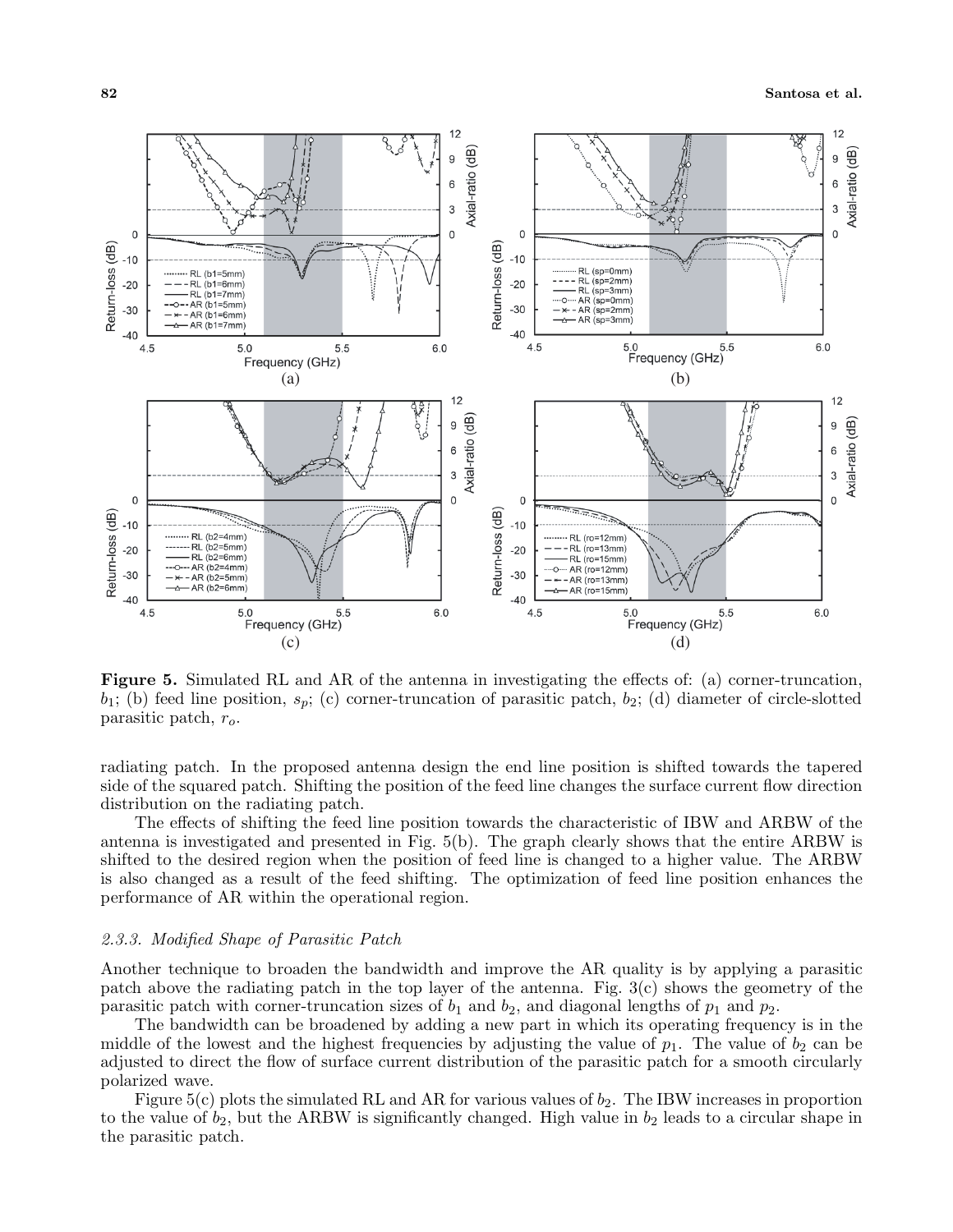**Figure 5.** Simulated RL and AR of the antenna in investigating the effects of: (a) corner-truncation, $b_1$; (b) feed line position, $s_p$; (c) corner-truncation of parasitic patch, $b_2$; (d) diameter of circle-slotted parasitic patch, $r_o$.

radiating patch. In the proposed antenna design the end line position is shifted towards the tapered side of the squared patch. Shifting the position of the feed line changes the surface current flow direction distribution on the radiating patch.

The effects of shifting the feed line position towards the characteristic of IBW and ARBW of the antenna is investigated and presented in Fig. 5(b). The graph clearly shows that the entire ARBW is shifted to the desired region when the position of feed line is changed to a higher value. The ARBW is also changed as a result of the feed shifting. The optimization of feed line position enhances the performance of AR within the operational region.

### *2.3.3. Modified Shape of Parasitic Patch*

Another technique to broaden the bandwidth and improve the AR quality is by applying a parasitic patch above the radiating patch in the top layer of the antenna. Fig. 3(c) shows the geometry of the parasitic patch with corner-truncation sizes of $b_1$ and $b_2$, and diagonal lengths of $p_1$ and $p_2$.

The bandwidth can be broadened by adding a new part in which its operating frequency is in the middle of the lowest and the highest frequencies by adjusting the value of $p_1$. The value of $b_2$ can be adjusted to direct the flow of surface current distribution of the parasitic patch for a smooth circularly polarized wave.

Figure 5(c) plots the simulated RL and AR for various values of $b_2$. The IBW increases in proportion to the value of $b_2$, but the ARBW is significantly changed. High value in $b_2$ leads to a circular shape in the parasitic patch.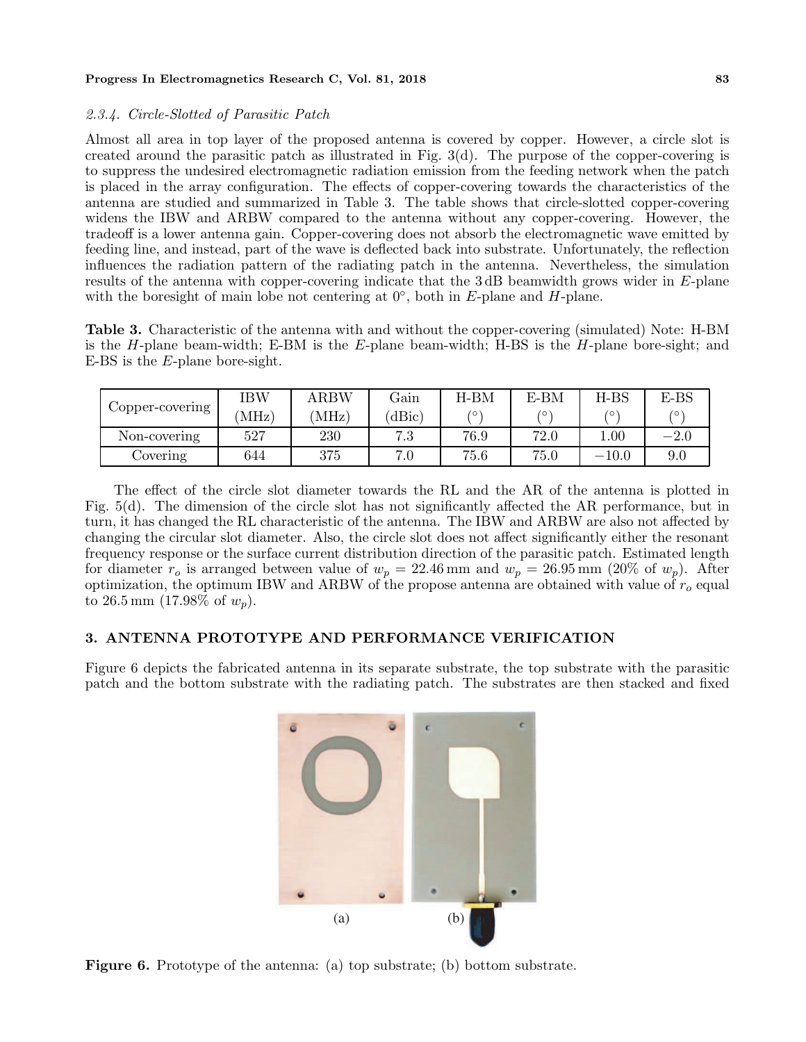*2.3.4. Circle-Slotted of Parasitic Patch*

Almost all area in top layer of the proposed antenna is covered by copper. However, a circle slot is created around the parasitic patch as illustrated in Fig. 3(d). The purpose of the copper-covering is to suppress the undesired electromagnetic radiation emission from the feeding network when the patch is placed in the array configuration. The effects of copper-covering towards the characteristics of the antenna are studied and summarized in Table 3. The table shows that circle-slotted copper-covering widens the IBW and ARBW compared to the antenna without any copper-covering. However, the tradeoff is a lower antenna gain. Copper-covering does not absorb the electromagnetic wave emitted by feeding line, and instead, part of the wave is deflected back into substrate. Unfortunately, the reflection influences the radiation pattern of the radiating patch in the antenna. Nevertheless, the simulation results of the antenna with copper-covering indicate that the 3 dB beamwidth grows wider in *E*-plane with the boresight of main lobe not centering at 0°, both in *E*-plane and *H*-plane.

**Table 3.** Characteristic of the antenna with and without the copper-covering (simulated) Note: H-BM is the *H*-plane beam-width; E-BM is the *E*-plane beam-width; H-BS is the *H*-plane bore-sight; and E-BS is the *E*-plane bore-sight.

| Copper-covering | IBW (MHz) | ARBW (MHz) | Gain (dBic) | H-BM (°) | E-BM (°) | H-BS (°) | E-BS (°) |
|---|---|---|---|---|---|---|---|
| Non-covering | 527 | 230 | 7.3 | 76.9 | 72.0 | 1.00 | −2.0 |
| Covering | 644 | 375 | 7.0 | 75.6 | 75.0 | −10.0 | 9.0 |

The effect of the circle slot diameter towards the RL and the AR of the antenna is plotted in Fig. 5(d). The dimension of the circle slot has not significantly affected the AR performance, but in turn, it has changed the RL characteristic of the antenna. The IBW and ARBW are also not affected by changing the circular slot diameter. Also, the circle slot does not affect significantly either the resonant frequency response or the surface current distribution direction of the parasitic patch. Estimated length for diameter $r_o$ is arranged between value of $w_p = 22.46$ mm and $w_p = 26.95$ mm (20% of $w_p$). After optimization, the optimum IBW and ARBW of the propose antenna are obtained with value of $r_o$ equal to 26.5 mm (17.98% of $w_p$).

## 3. ANTENNA PROTOTYPE AND PERFORMANCE VERIFICATION

Figure 6 depicts the fabricated antenna in its separate substrate, the top substrate with the parasitic patch and the bottom substrate with the radiating patch. The substrates are then stacked and fixed

(a) (b)

**Figure 6.** Prototype of the antenna: (a) top substrate; (b) bottom substrate.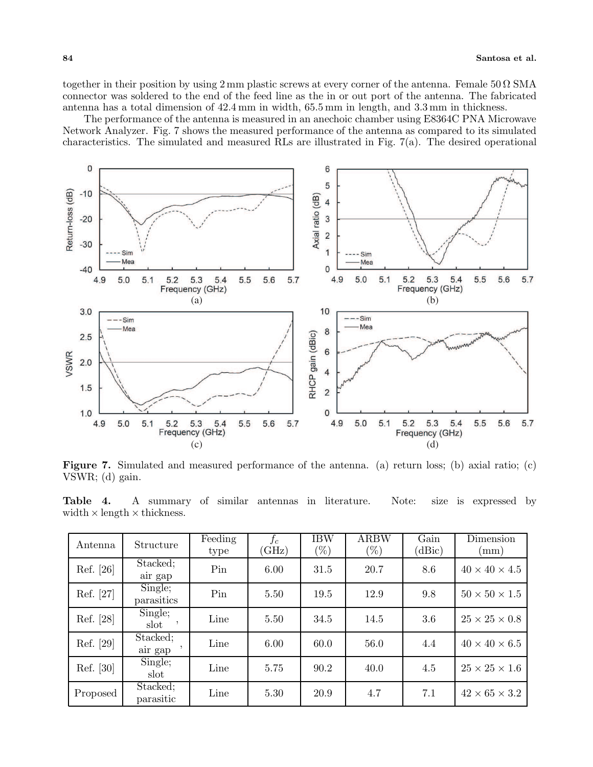together in their position by using 2 mm plastic screws at every corner of the antenna. Female 50 Ω SMA connector was soldered to the end of the feed line as the in or out port of the antenna. The fabricated antenna has a total dimension of 42.4 mm in width, 65.5 mm in length, and 3.3 mm in thickness.

The performance of the antenna is measured in an anechoic chamber using E8364C PNA Microwave Network Analyzer. Fig. 7 shows the measured performance of the antenna as compared to its simulated characteristics. The simulated and measured RLs are illustrated in Fig. 7(a). The desired operational

**Figure 7.** Simulated and measured performance of the antenna. (a) return loss; (b) axial ratio; (c) VSWR; (d) gain.

**Table 4.** A summary of similar antennas in literature. Note: size is expressed by width × length × thickness.

| Antenna | Structure | Feeding type | $f_c$ (GHz) | IBW (%) | ARBW (%) | Gain (dBic) | Dimension (mm) |
|---|---|---|---|---|---|---|---|
| Ref. [26] | Stacked; air gap | Pin | 6.00 | 31.5 | 20.7 | 8.6 | $40 \times 40 \times 4.5$ |
| Ref. [27] | Single; parasitics | Pin | 5.50 | 19.5 | 12.9 | 9.8 | $50 \times 50 \times 1.5$ |
| Ref. [28] | Single; slot , | Line | 5.50 | 34.5 | 14.5 | 3.6 | $25 \times 25 \times 0.8$ |
| Ref. [29] | Stacked; air gap , | Line | 6.00 | 60.0 | 56.0 | 4.4 | $40 \times 40 \times 6.5$ |
| Ref. [30] | Single; slot | Line | 5.75 | 90.2 | 40.0 | 4.5 | $25 \times 25 \times 1.6$ |
| Proposed | Stacked; parasitic | Line | 5.30 | 20.9 | 4.7 | 7.1 | $42 \times 65 \times 3.2$ |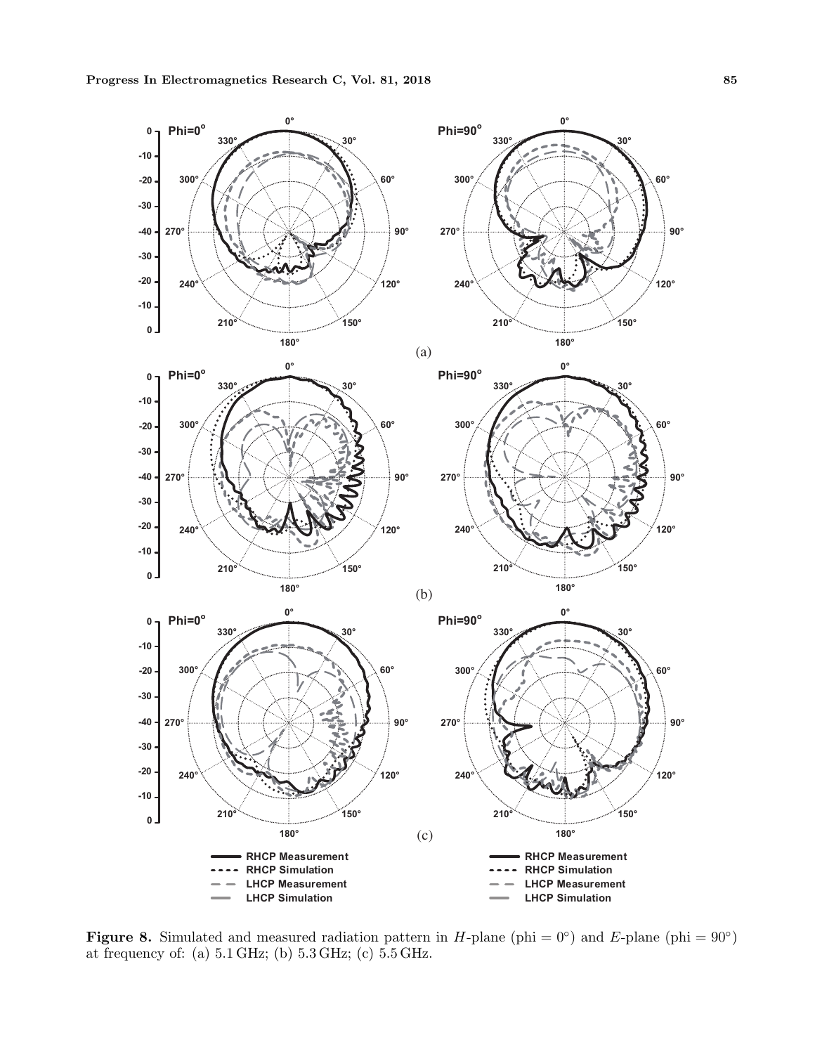**Figure 8.** Simulated and measured radiation pattern in $H$-plane (phi = 0°) and $E$-plane (phi = 90°) at frequency of: (a) 5.1 GHz; (b) 5.3 GHz; (c) 5.5 GHz.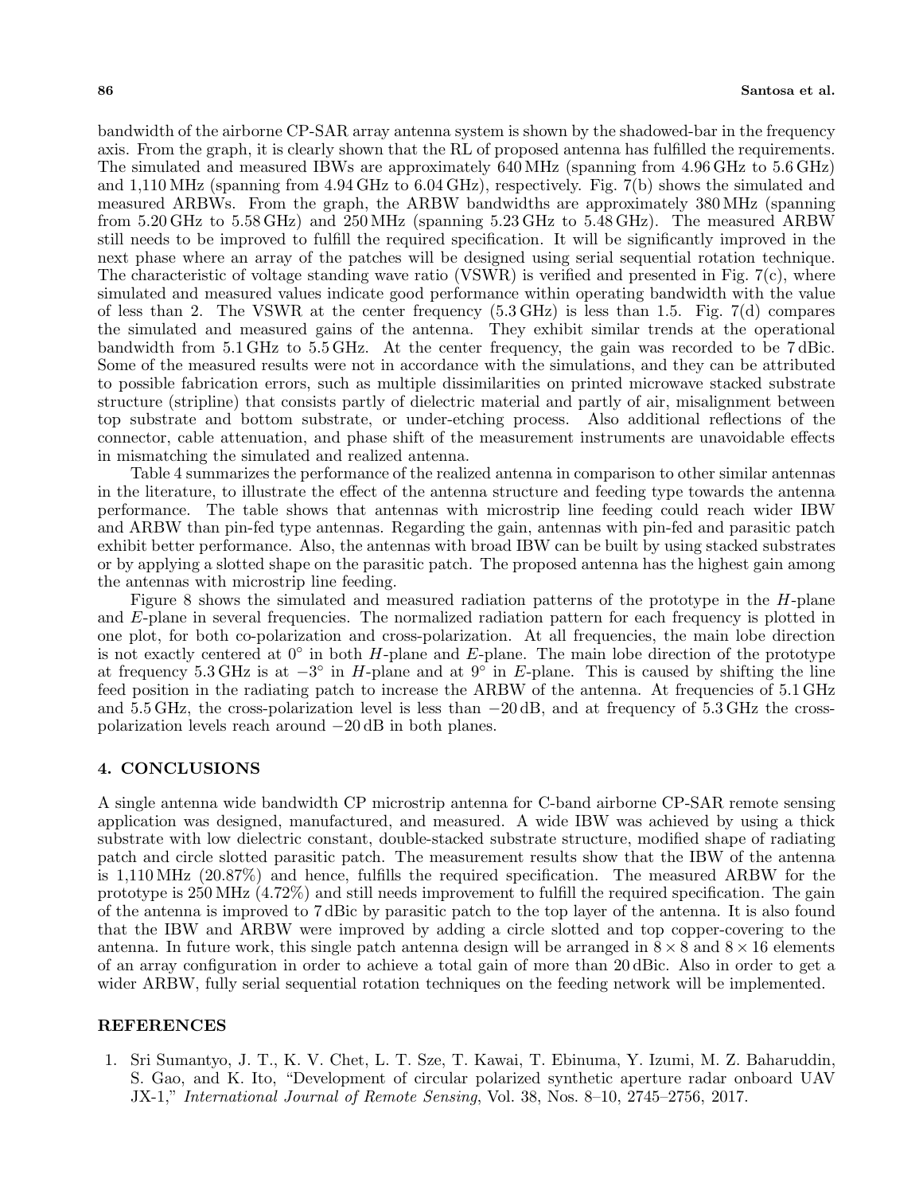bandwidth of the airborne CP-SAR array antenna system is shown by the shadowed-bar in the frequency axis. From the graph, it is clearly shown that the RL of proposed antenna has fulfilled the requirements. The simulated and measured IBWs are approximately 640 MHz (spanning from 4.96 GHz to 5.6 GHz) and 1,110 MHz (spanning from 4.94 GHz to 6.04 GHz), respectively. Fig. 7(b) shows the simulated and measured ARBWs. From the graph, the ARBW bandwidths are approximately 380 MHz (spanning from 5.20 GHz to 5.58 GHz) and 250 MHz (spanning 5.23 GHz to 5.48 GHz). The measured ARBW still needs to be improved to fulfill the required specification. It will be significantly improved in the next phase where an array of the patches will be designed using serial sequential rotation technique. The characteristic of voltage standing wave ratio (VSWR) is verified and presented in Fig. 7(c), where simulated and measured values indicate good performance within operating bandwidth with the value of less than 2. The VSWR at the center frequency (5.3 GHz) is less than 1.5. Fig. 7(d) compares the simulated and measured gains of the antenna. They exhibit similar trends at the operational bandwidth from 5.1 GHz to 5.5 GHz. At the center frequency, the gain was recorded to be 7 dBic. Some of the measured results were not in accordance with the simulations, and they can be attributed to possible fabrication errors, such as multiple dissimilarities on printed microwave stacked substrate structure (stripline) that consists partly of dielectric material and partly of air, misalignment between top substrate and bottom substrate, or under-etching process. Also additional reflections of the connector, cable attenuation, and phase shift of the measurement instruments are unavoidable effects in mismatching the simulated and realized antenna.

Table 4 summarizes the performance of the realized antenna in comparison to other similar antennas in the literature, to illustrate the effect of the antenna structure and feeding type towards the antenna performance. The table shows that antennas with microstrip line feeding could reach wider IBW and ARBW than pin-fed type antennas. Regarding the gain, antennas with pin-fed and parasitic patch exhibit better performance. Also, the antennas with broad IBW can be built by using stacked substrates or by applying a slotted shape on the parasitic patch. The proposed antenna has the highest gain among the antennas with microstrip line feeding.

Figure 8 shows the simulated and measured radiation patterns of the prototype in the *H*-plane and *E*-plane in several frequencies. The normalized radiation pattern for each frequency is plotted in one plot, for both co-polarization and cross-polarization. At all frequencies, the main lobe direction is not exactly centered at $0^\circ$ in both *H*-plane and *E*-plane. The main lobe direction of the prototype at frequency 5.3 GHz is at $-3^\circ$ in *H*-plane and at $9^\circ$ in *E*-plane. This is caused by shifting the line feed position in the radiating patch to increase the ARBW of the antenna. At frequencies of 5.1 GHz and 5.5 GHz, the cross-polarization level is less than $-20$ dB, and at frequency of 5.3 GHz the cross-polarization levels reach around $-20$ dB in both planes.

## 4. CONCLUSIONS

A single antenna wide bandwidth CP microstrip antenna for C-band airborne CP-SAR remote sensing application was designed, manufactured, and measured. A wide IBW was achieved by using a thick substrate with low dielectric constant, double-stacked substrate structure, modified shape of radiating patch and circle slotted parasitic patch. The measurement results show that the IBW of the antenna is 1,110 MHz (20.87%) and hence, fulfills the required specification. The measured ARBW for the prototype is 250 MHz (4.72%) and still needs improvement to fulfill the required specification. The gain of the antenna is improved to 7 dBic by parasitic patch to the top layer of the antenna. It is also found that the IBW and ARBW were improved by adding a circle slotted and top copper-covering to the antenna. In future work, this single patch antenna design will be arranged in $8 \times 8$ and $8 \times 16$ elements of an array configuration in order to achieve a total gain of more than 20 dBic. Also in order to get a wider ARBW, fully serial sequential rotation techniques on the feeding network will be implemented.

## REFERENCES

1. Sri Sumantyo, J. T., K. V. Chet, L. T. Sze, T. Kawai, T. Ebinuma, Y. Izumi, M. Z. Baharuddin, S. Gao, and K. Ito, "Development of circular polarized synthetic aperture radar onboard UAV JX-1," *International Journal of Remote Sensing*, Vol. 38, Nos. 8–10, 2745–2756, 2017.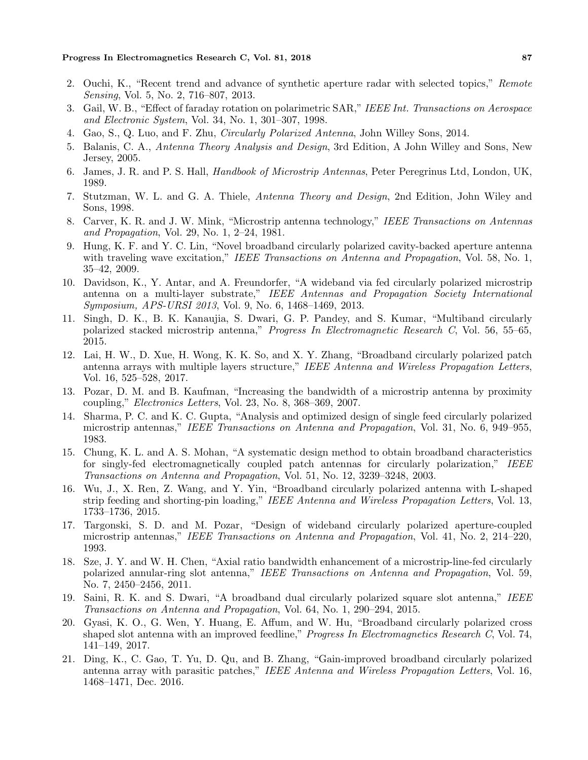2. Ouchi, K., "Recent trend and advance of synthetic aperture radar with selected topics," *Remote Sensing*, Vol. 5, No. 2, 716–807, 2013.
3. Gail, W. B., "Effect of faraday rotation on polarimetric SAR," *IEEE Int. Transactions on Aerospace and Electronic System*, Vol. 34, No. 1, 301–307, 1998.
4. Gao, S., Q. Luo, and F. Zhu, *Circularly Polarized Antenna*, John Willey Sons, 2014.
5. Balanis, C. A., *Antenna Theory Analysis and Design*, 3rd Edition, A John Willey and Sons, New Jersey, 2005.
6. James, J. R. and P. S. Hall, *Handbook of Microstrip Antennas*, Peter Peregrinus Ltd, London, UK, 1989.
7. Stutzman, W. L. and G. A. Thiele, *Antenna Theory and Design*, 2nd Edition, John Wiley and Sons, 1998.
8. Carver, K. R. and J. W. Mink, "Microstrip antenna technology," *IEEE Transactions on Antennas and Propagation*, Vol. 29, No. 1, 2–24, 1981.
9. Hung, K. F. and Y. C. Lin, "Novel broadband circularly polarized cavity-backed aperture antenna with traveling wave excitation," *IEEE Transactions on Antenna and Propagation*, Vol. 58, No. 1, 35–42, 2009.
10. Davidson, K., Y. Antar, and A. Freundorfer, "A wideband via fed circularly polarized microstrip antenna on a multi-layer substrate," *IEEE Antennas and Propagation Society International Symposium, APS-URSI 2013*, Vol. 9, No. 6, 1468–1469, 2013.
11. Singh, D. K., B. K. Kanaujia, S. Dwari, G. P. Pandey, and S. Kumar, "Multiband circularly polarized stacked microstrip antenna," *Progress In Electromagnetic Research C*, Vol. 56, 55–65, 2015.
12. Lai, H. W., D. Xue, H. Wong, K. K. So, and X. Y. Zhang, "Broadband circularly polarized patch antenna arrays with multiple layers structure," *IEEE Antenna and Wireless Propagation Letters*, Vol. 16, 525–528, 2017.
13. Pozar, D. M. and B. Kaufman, "Increasing the bandwidth of a microstrip antenna by proximity coupling," *Electronics Letters*, Vol. 23, No. 8, 368–369, 2007.
14. Sharma, P. C. and K. C. Gupta, "Analysis and optimized design of single feed circularly polarized microstrip antennas," *IEEE Transactions on Antenna and Propagation*, Vol. 31, No. 6, 949–955, 1983.
15. Chung, K. L. and A. S. Mohan, "A systematic design method to obtain broadband characteristics for singly-fed electromagnetically coupled patch antennas for circularly polarization," *IEEE Transactions on Antenna and Propagation*, Vol. 51, No. 12, 3239–3248, 2003.
16. Wu, J., X. Ren, Z. Wang, and Y. Yin, "Broadband circularly polarized antenna with L-shaped strip feeding and shorting-pin loading," *IEEE Antenna and Wireless Propagation Letters*, Vol. 13, 1733–1736, 2015.
17. Targonski, S. D. and M. Pozar, "Design of wideband circularly polarized aperture-coupled microstrip antennas," *IEEE Transactions on Antenna and Propagation*, Vol. 41, No. 2, 214–220, 1993.
18. Sze, J. Y. and W. H. Chen, "Axial ratio bandwidth enhancement of a microstrip-line-fed circularly polarized annular-ring slot antenna," *IEEE Transactions on Antenna and Propagation*, Vol. 59, No. 7, 2450–2456, 2011.
19. Saini, R. K. and S. Dwari, "A broadband dual circularly polarized square slot antenna," *IEEE Transactions on Antenna and Propagation*, Vol. 64, No. 1, 290–294, 2015.
20. Gyasi, K. O., G. Wen, Y. Huang, E. Affum, and W. Hu, "Broadband circularly polarized cross shaped slot antenna with an improved feedline," *Progress In Electromagnetics Research C*, Vol. 74, 141–149, 2017.
21. Ding, K., C. Gao, T. Yu, D. Qu, and B. Zhang, "Gain-improved broadband circularly polarized antenna array with parasitic patches," *IEEE Antenna and Wireless Propagation Letters*, Vol. 16, 1468–1471, Dec. 2016.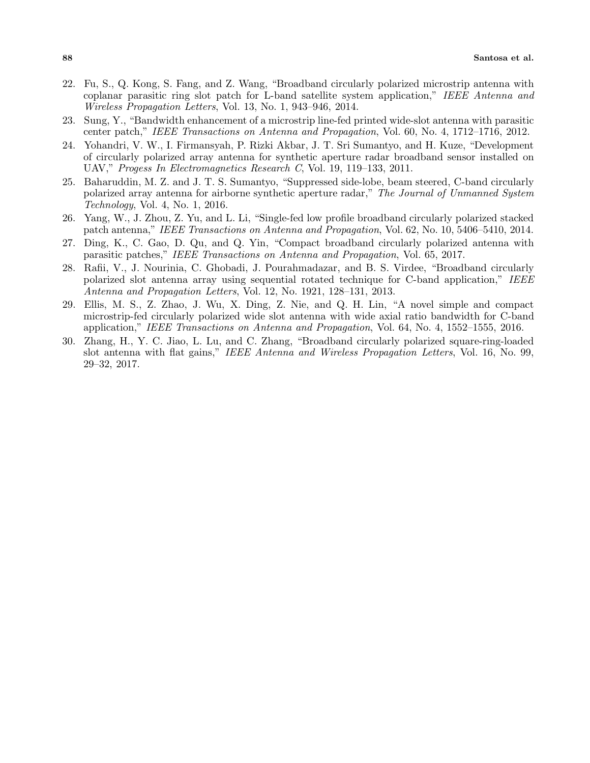22. Fu, S., Q. Kong, S. Fang, and Z. Wang, "Broadband circularly polarized microstrip antenna with coplanar parasitic ring slot patch for L-band satellite system application," *IEEE Antenna and Wireless Propagation Letters*, Vol. 13, No. 1, 943–946, 2014.
23. Sung, Y., "Bandwidth enhancement of a microstrip line-fed printed wide-slot antenna with parasitic center patch," *IEEE Transactions on Antenna and Propagation*, Vol. 60, No. 4, 1712–1716, 2012.
24. Yohandri, V. W., I. Firmansyah, P. Rizki Akbar, J. T. Sri Sumantyo, and H. Kuze, "Development of circularly polarized array antenna for synthetic aperture radar broadband sensor installed on UAV," *Progess In Electromagnetics Research C*, Vol. 19, 119–133, 2011.
25. Baharuddin, M. Z. and J. T. S. Sumantyo, "Suppressed side-lobe, beam steered, C-band circularly polarized array antenna for airborne synthetic aperture radar," *The Journal of Unmanned System Technology*, Vol. 4, No. 1, 2016.
26. Yang, W., J. Zhou, Z. Yu, and L. Li, "Single-fed low profile broadband circularly polarized stacked patch antenna," *IEEE Transactions on Antenna and Propagation*, Vol. 62, No. 10, 5406–5410, 2014.
27. Ding, K., C. Gao, D. Qu, and Q. Yin, "Compact broadband circularly polarized antenna with parasitic patches," *IEEE Transactions on Antenna and Propagation*, Vol. 65, 2017.
28. Rafii, V., J. Nourinia, C. Ghobadi, J. Pourahmadazar, and B. S. Virdee, "Broadband circularly polarized slot antenna array using sequential rotated technique for C-band application," *IEEE Antenna and Propagation Letters*, Vol. 12, No. 1921, 128–131, 2013.
29. Ellis, M. S., Z. Zhao, J. Wu, X. Ding, Z. Nie, and Q. H. Lin, "A novel simple and compact microstrip-fed circularly polarized wide slot antenna with wide axial ratio bandwidth for C-band application," *IEEE Transactions on Antenna and Propagation*, Vol. 64, No. 4, 1552–1555, 2016.
30. Zhang, H., Y. C. Jiao, L. Lu, and C. Zhang, "Broadband circularly polarized square-ring-loaded slot antenna with flat gains," *IEEE Antenna and Wireless Propagation Letters*, Vol. 16, No. 99, 29–32, 2017.